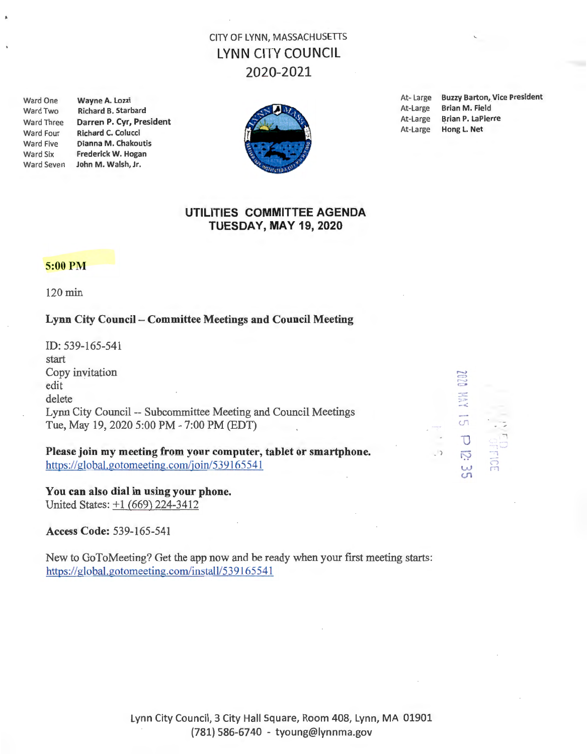CITY OF LYNN, MASSACHUSETTS

# LYNN CITY COUNCIL

## 2020-2021

| | |
|---|---|
| Ward One | Wayne A. Lozzi |
| Ward Two | Richard B. Starbard |
| Ward Three | **Darren P. Cyr, President** |
| Ward Four | Richard C. Colucci |
| Ward Five | Dianna M. Chakoutis |
| Ward Six | Frederick W. Hogan |
| Ward Seven | John M. Walsh, Jr. |

| | |
|---|---|
| At-Large | **Buzzy Barton, Vice President** |
| At-Large | Brian M. Field |
| At-Large | Brian P. LaPierre |
| At-Large | Hong L. Net |

## UTILITIES COMMITTEE AGENDA
## TUESDAY, MAY 19, 2020

**5:00 PM**

120 min

**Lynn City Council – Committee Meetings and Council Meeting**

ID: 539-165-541
start
Copy invitation
edit
delete
Lynn City Council -- Subcommittee Meeting and Council Meetings
Tue, May 19, 2020 5:00 PM - 7:00 PM (EDT)

**Please join my meeting from your computer, tablet or smartphone.**
https://global.gotomeeting.com/join/539165541

**You can also dial in using your phone.**
United States: +1 (669) 224-3412

**Access Code:** 539-165-541

New to GoToMeeting? Get the app now and be ready when your first meeting starts:
https://global.gotomeeting.com/install/539165541

2020 MAY 15 P 12:35

Lynn City Council, 3 City Hall Square, Room 408, Lynn, MA 01901
(781) 586-6740 - tyoung@lynnma.gov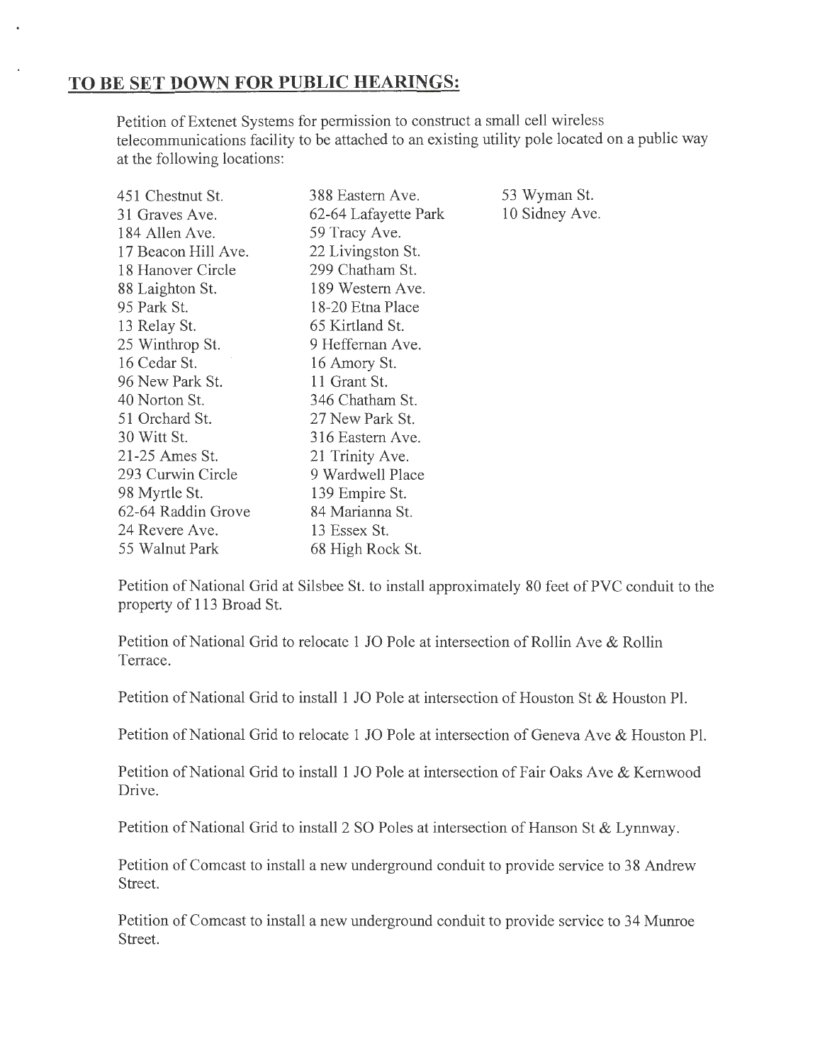## **TO BE SET DOWN FOR PUBLIC HEARINGS:**

Petition of Extenet Systems for permission to construct a small cell wireless telecommunications facility to be attached to an existing utility pole located on a public way at the following locations:

451 Chestnut St.
31 Graves Ave.
184 Allen Ave.
17 Beacon Hill Ave.
18 Hanover Circle
88 Laighton St.
95 Park St.
13 Relay St.
25 Winthrop St.
16 Cedar St.
96 New Park St.
40 Norton St.
51 Orchard St.
30 Witt St.
21-25 Ames St.
293 Curwin Circle
98 Myrtle St.
62-64 Raddin Grove
24 Revere Ave.
55 Walnut Park
388 Eastern Ave.
62-64 Lafayette Park
59 Tracy Ave.
22 Livingston St.
299 Chatham St.
189 Western Ave.
18-20 Etna Place
65 Kirtland St.
9 Heffernan Ave.
16 Amory St.
11 Grant St.
346 Chatham St.
27 New Park St.
316 Eastern Ave.
21 Trinity Ave.
9 Wardwell Place
139 Empire St.
84 Marianna St.
13 Essex St.
68 High Rock St.
53 Wyman St.
10 Sidney Ave.

Petition of National Grid at Silsbee St. to install approximately 80 feet of PVC conduit to the property of 113 Broad St.

Petition of National Grid to relocate 1 JO Pole at intersection of Rollin Ave & Rollin Terrace.

Petition of National Grid to install 1 JO Pole at intersection of Houston St & Houston Pl.

Petition of National Grid to relocate 1 JO Pole at intersection of Geneva Ave & Houston Pl.

Petition of National Grid to install 1 JO Pole at intersection of Fair Oaks Ave & Kernwood Drive.

Petition of National Grid to install 2 SO Poles at intersection of Hanson St & Lynnway.

Petition of Comcast to install a new underground conduit to provide service to 38 Andrew Street.

Petition of Comcast to install a new underground conduit to provide service to 34 Munroe Street.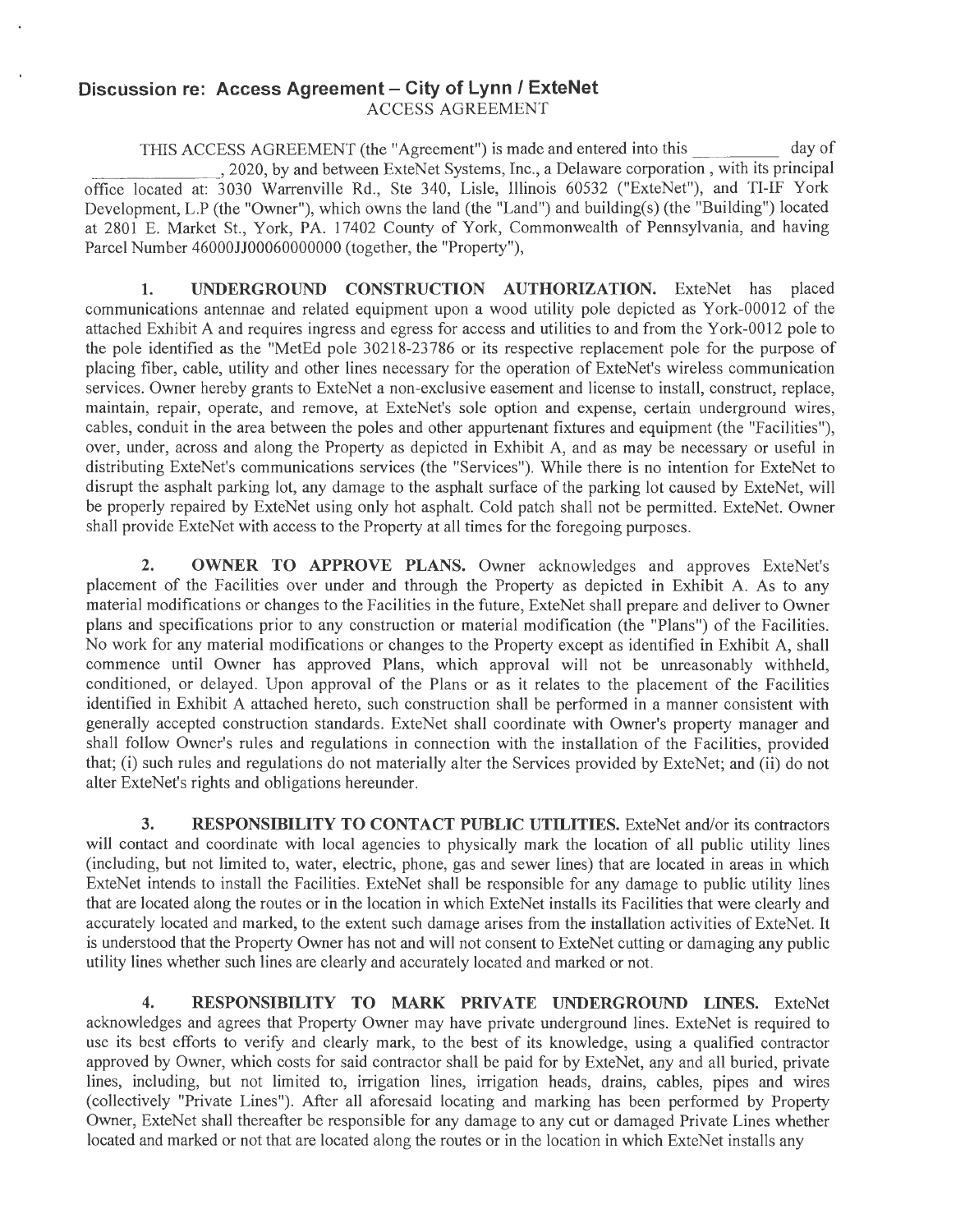## Discussion re: Access Agreement – City of Lynn / ExteNet

ACCESS AGREEMENT

THIS ACCESS AGREEMENT (the "Agreement") is made and entered into this ________ day of ______________, 2020, by and between ExteNet Systems, Inc., a Delaware corporation , with its principal office located at: 3030 Warrenville Rd., Ste 340, Lisle, Illinois 60532 ("ExteNet"), and TI-IF York Development, L.P (the "Owner"), which owns the land (the "Land") and building(s) (the "Building") located at 2801 E. Market St., York, PA. 17402 County of York, Commonwealth of Pennsylvania, and having Parcel Number 46000JJ00060000000 (together, the "Property"),

1. **UNDERGROUND CONSTRUCTION AUTHORIZATION.** ExteNet has placed communications antennae and related equipment upon a wood utility pole depicted as York-00012 of the attached Exhibit A and requires ingress and egress for access and utilities to and from the York-0012 pole to the pole identified as the "MetEd pole 30218-23786 or its respective replacement pole for the purpose of placing fiber, cable, utility and other lines necessary for the operation of ExteNet's wireless communication services. Owner hereby grants to ExteNet a non-exclusive easement and license to install, construct, replace, maintain, repair, operate, and remove, at ExteNet's sole option and expense, certain underground wires, cables, conduit in the area between the poles and other appurtenant fixtures and equipment (the "Facilities"), over, under, across and along the Property as depicted in Exhibit A, and as may be necessary or useful in distributing ExteNet's communications services (the "Services"). While there is no intention for ExteNet to disrupt the asphalt parking lot, any damage to the asphalt surface of the parking lot caused by ExteNet, will be properly repaired by ExteNet using only hot asphalt. Cold patch shall not be permitted. ExteNet. Owner shall provide ExteNet with access to the Property at all times for the foregoing purposes.

2. **OWNER TO APPROVE PLANS.** Owner acknowledges and approves ExteNet's placement of the Facilities over under and through the Property as depicted in Exhibit A. As to any material modifications or changes to the Facilities in the future, ExteNet shall prepare and deliver to Owner plans and specifications prior to any construction or material modification (the "Plans") of the Facilities. No work for any material modifications or changes to the Property except as identified in Exhibit A, shall commence until Owner has approved Plans, which approval will not be unreasonably withheld, conditioned, or delayed. Upon approval of the Plans or as it relates to the placement of the Facilities identified in Exhibit A attached hereto, such construction shall be performed in a manner consistent with generally accepted construction standards. ExteNet shall coordinate with Owner's property manager and shall follow Owner's rules and regulations in connection with the installation of the Facilities, provided that; (i) such rules and regulations do not materially alter the Services provided by ExteNet; and (ii) do not alter ExteNet's rights and obligations hereunder.

3. **RESPONSIBILITY TO CONTACT PUBLIC UTILITIES.** ExteNet and/or its contractors will contact and coordinate with local agencies to physically mark the location of all public utility lines (including, but not limited to, water, electric, phone, gas and sewer lines) that are located in areas in which ExteNet intends to install the Facilities. ExteNet shall be responsible for any damage to public utility lines that are located along the routes or in the location in which ExteNet installs its Facilities that were clearly and accurately located and marked, to the extent such damage arises from the installation activities of ExteNet. It is understood that the Property Owner has not and will not consent to ExteNet cutting or damaging any public utility lines whether such lines are clearly and accurately located and marked or not.

4. **RESPONSIBILITY TO MARK PRIVATE UNDERGROUND LINES.** ExteNet acknowledges and agrees that Property Owner may have private underground lines. ExteNet is required to use its best efforts to verify and clearly mark, to the best of its knowledge, using a qualified contractor approved by Owner, which costs for said contractor shall be paid for by ExteNet, any and all buried, private lines, including, but not limited to, irrigation lines, irrigation heads, drains, cables, pipes and wires (collectively "Private Lines"). After all aforesaid locating and marking has been performed by Property Owner, ExteNet shall thereafter be responsible for any damage to any cut or damaged Private Lines whether located and marked or not that are located along the routes or in the location in which ExteNet installs any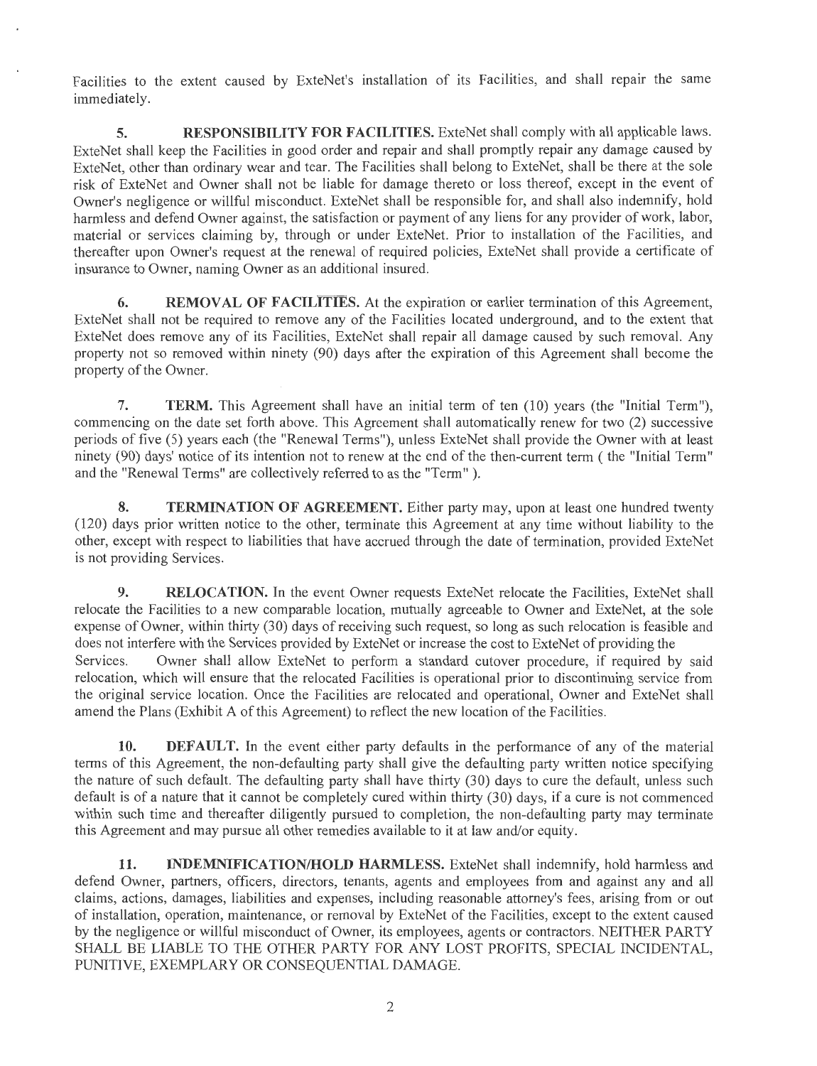Facilities to the extent caused by ExteNet's installation of its Facilities, and shall repair the same immediately.

5. **RESPONSIBILITY FOR FACILITIES.** ExteNet shall comply with all applicable laws. ExteNet shall keep the Facilities in good order and repair and shall promptly repair any damage caused by ExteNet, other than ordinary wear and tear. The Facilities shall belong to ExteNet, shall be there at the sole risk of ExteNet and Owner shall not be liable for damage thereto or loss thereof, except in the event of Owner's negligence or willful misconduct. ExteNet shall be responsible for, and shall also indemnify, hold harmless and defend Owner against, the satisfaction or payment of any liens for any provider of work, labor, material or services claiming by, through or under ExteNet. Prior to installation of the Facilities, and thereafter upon Owner's request at the renewal of required policies, ExteNet shall provide a certificate of insurance to Owner, naming Owner as an additional insured.

6. **REMOVAL OF FACILITIES.** At the expiration or earlier termination of this Agreement, ExteNet shall not be required to remove any of the Facilities located underground, and to the extent that ExteNet does remove any of its Facilities, ExteNet shall repair all damage caused by such removal. Any property not so removed within ninety (90) days after the expiration of this Agreement shall become the property of the Owner.

7. **TERM.** This Agreement shall have an initial term of ten (10) years (the "Initial Term"), commencing on the date set forth above. This Agreement shall automatically renew for two (2) successive periods of five (5) years each (the "Renewal Terms"), unless ExteNet shall provide the Owner with at least ninety (90) days' notice of its intention not to renew at the end of the then-current term ( the "Initial Term" and the "Renewal Terms" are collectively referred to as the "Term" ).

8. **TERMINATION OF AGREEMENT.** Either party may, upon at least one hundred twenty (120) days prior written notice to the other, terminate this Agreement at any time without liability to the other, except with respect to liabilities that have accrued through the date of termination, provided ExteNet is not providing Services.

9. **RELOCATION.** In the event Owner requests ExteNet relocate the Facilities, ExteNet shall relocate the Facilities to a new comparable location, mutually agreeable to Owner and ExteNet, at the sole expense of Owner, within thirty (30) days of receiving such request, so long as such relocation is feasible and does not interfere with the Services provided by ExteNet or increase the cost to ExteNet of providing the Services. Owner shall allow ExteNet to perform a standard cutover procedure, if required by said relocation, which will ensure that the relocated Facilities is operational prior to discontinuing service from the original service location. Once the Facilities are relocated and operational, Owner and ExteNet shall amend the Plans (Exhibit A of this Agreement) to reflect the new location of the Facilities.

10. **DEFAULT.** In the event either party defaults in the performance of any of the material terms of this Agreement, the non-defaulting party shall give the defaulting party written notice specifying the nature of such default. The defaulting party shall have thirty (30) days to cure the default, unless such default is of a nature that it cannot be completely cured within thirty (30) days, if a cure is not commenced within such time and thereafter diligently pursued to completion, the non-defaulting party may terminate this Agreement and may pursue all other remedies available to it at law and/or equity.

11. **INDEMNIFICATION/HOLD HARMLESS.** ExteNet shall indemnify, hold harmless and defend Owner, partners, officers, directors, tenants, agents and employees from and against any and all claims, actions, damages, liabilities and expenses, including reasonable attorney's fees, arising from or out of installation, operation, maintenance, or removal by ExteNet of the Facilities, except to the extent caused by the negligence or willful misconduct of Owner, its employees, agents or contractors. NEITHER PARTY SHALL BE LIABLE TO THE OTHER PARTY FOR ANY LOST PROFITS, SPECIAL INCIDENTAL, PUNITIVE, EXEMPLARY OR CONSEQUENTIAL DAMAGE.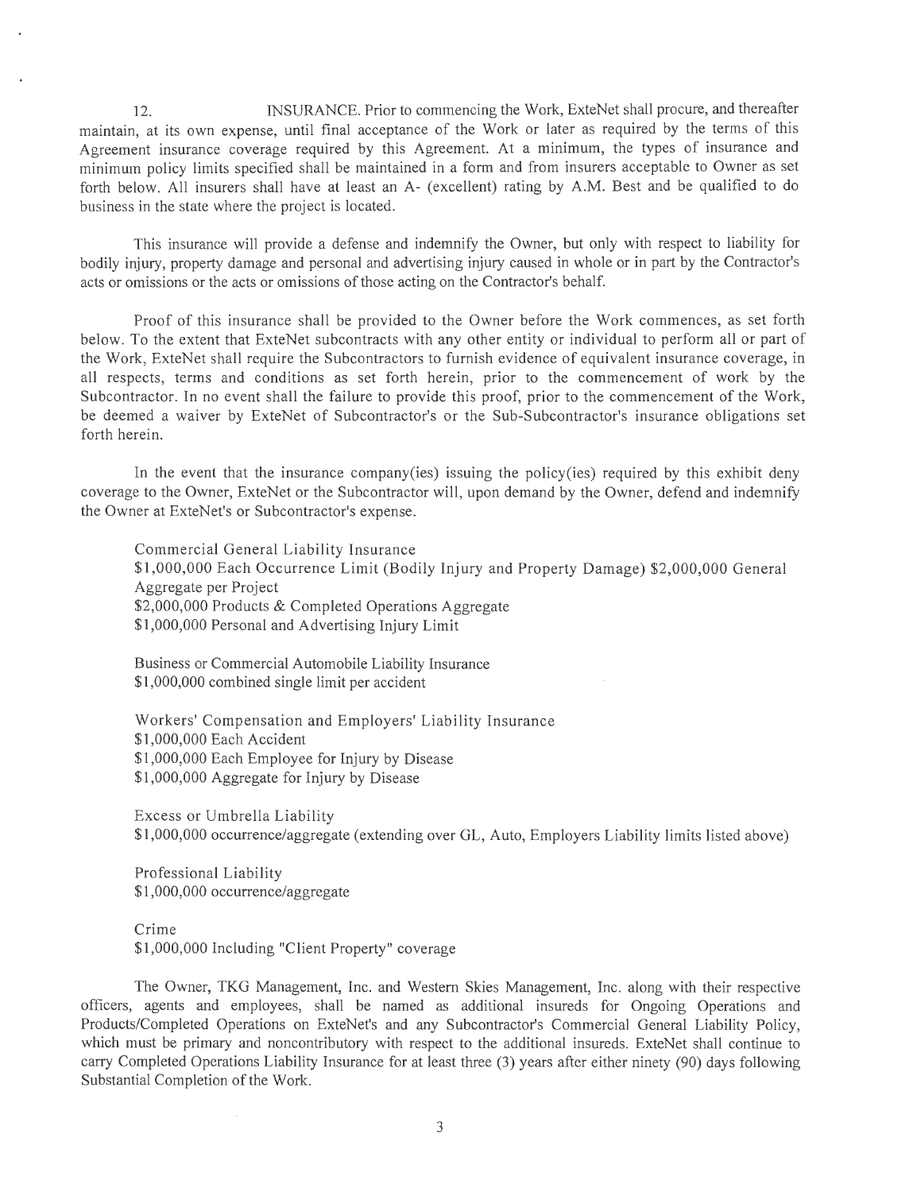12. INSURANCE. Prior to commencing the Work, ExteNet shall procure, and thereafter maintain, at its own expense, until final acceptance of the Work or later as required by the terms of this Agreement insurance coverage required by this Agreement. At a minimum, the types of insurance and minimum policy limits specified shall be maintained in a form and from insurers acceptable to Owner as set forth below. All insurers shall have at least an A- (excellent) rating by A.M. Best and be qualified to do business in the state where the project is located.

This insurance will provide a defense and indemnify the Owner, but only with respect to liability for bodily injury, property damage and personal and advertising injury caused in whole or in part by the Contractor's acts or omissions or the acts or omissions of those acting on the Contractor's behalf.

Proof of this insurance shall be provided to the Owner before the Work commences, as set forth below. To the extent that ExteNet subcontracts with any other entity or individual to perform all or part of the Work, ExteNet shall require the Subcontractors to furnish evidence of equivalent insurance coverage, in all respects, terms and conditions as set forth herein, prior to the commencement of work by the Subcontractor. In no event shall the failure to provide this proof, prior to the commencement of the Work, be deemed a waiver by ExteNet of Subcontractor's or the Sub-Subcontractor's insurance obligations set forth herein.

In the event that the insurance company(ies) issuing the policy(ies) required by this exhibit deny coverage to the Owner, ExteNet or the Subcontractor will, upon demand by the Owner, defend and indemnify the Owner at ExteNet's or Subcontractor's expense.

Commercial General Liability Insurance
$1,000,000 Each Occurrence Limit (Bodily Injury and Property Damage) $2,000,000 General Aggregate per Project
$2,000,000 Products & Completed Operations Aggregate
$1,000,000 Personal and Advertising Injury Limit

Business or Commercial Automobile Liability Insurance
$1,000,000 combined single limit per accident

Workers' Compensation and Employers' Liability Insurance
$1,000,000 Each Accident
$1,000,000 Each Employee for Injury by Disease
$1,000,000 Aggregate for Injury by Disease

Excess or Umbrella Liability
$1,000,000 occurrence/aggregate (extending over GL, Auto, Employers Liability limits listed above)

Professional Liability
$1,000,000 occurrence/aggregate

Crime
$1,000,000 Including "Client Property" coverage

The Owner, TKG Management, Inc. and Western Skies Management, Inc. along with their respective officers, agents and employees, shall be named as additional insureds for Ongoing Operations and Products/Completed Operations on ExteNet's and any Subcontractor's Commercial General Liability Policy, which must be primary and noncontributory with respect to the additional insureds. ExteNet shall continue to carry Completed Operations Liability Insurance for at least three (3) years after either ninety (90) days following Substantial Completion of the Work.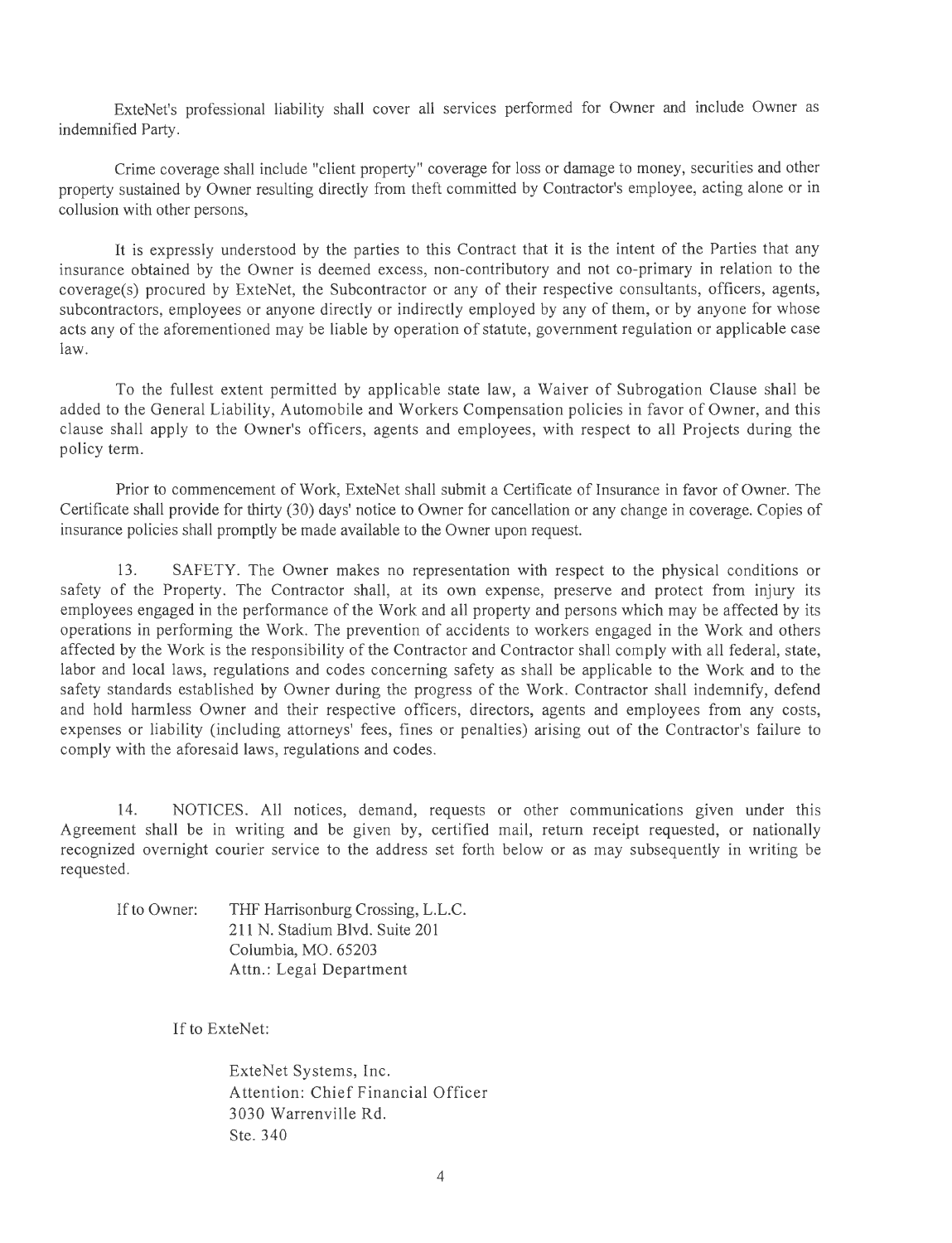ExteNet's professional liability shall cover all services performed for Owner and include Owner as indemnified Party.

Crime coverage shall include "client property" coverage for loss or damage to money, securities and other property sustained by Owner resulting directly from theft committed by Contractor's employee, acting alone or in collusion with other persons,

It is expressly understood by the parties to this Contract that it is the intent of the Parties that any insurance obtained by the Owner is deemed excess, non-contributory and not co-primary in relation to the coverage(s) procured by ExteNet, the Subcontractor or any of their respective consultants, officers, agents, subcontractors, employees or anyone directly or indirectly employed by any of them, or by anyone for whose acts any of the aforementioned may be liable by operation of statute, government regulation or applicable case law.

To the fullest extent permitted by applicable state law, a Waiver of Subrogation Clause shall be added to the General Liability, Automobile and Workers Compensation policies in favor of Owner, and this clause shall apply to the Owner's officers, agents and employees, with respect to all Projects during the policy term.

Prior to commencement of Work, ExteNet shall submit a Certificate of Insurance in favor of Owner. The Certificate shall provide for thirty (30) days' notice to Owner for cancellation or any change in coverage. Copies of insurance policies shall promptly be made available to the Owner upon request.

13. SAFETY. The Owner makes no representation with respect to the physical conditions or safety of the Property. The Contractor shall, at its own expense, preserve and protect from injury its employees engaged in the performance of the Work and all property and persons which may be affected by its operations in performing the Work. The prevention of accidents to workers engaged in the Work and others affected by the Work is the responsibility of the Contractor and Contractor shall comply with all federal, state, labor and local laws, regulations and codes concerning safety as shall be applicable to the Work and to the safety standards established by Owner during the progress of the Work. Contractor shall indemnify, defend and hold harmless Owner and their respective officers, directors, agents and employees from any costs, expenses or liability (including attorneys' fees, fines or penalties) arising out of the Contractor's failure to comply with the aforesaid laws, regulations and codes.

14. NOTICES. All notices, demand, requests or other communications given under this Agreement shall be in writing and be given by, certified mail, return receipt requested, or nationally recognized overnight courier service to the address set forth below or as may subsequently in writing be requested.

If to Owner: THF Harrisonburg Crossing, L.L.C.
211 N. Stadium Blvd. Suite 201
Columbia, MO. 65203
Attn.: Legal Department

If to ExteNet:

ExteNet Systems, Inc.
Attention: Chief Financial Officer
3030 Warrenville Rd.
Ste. 340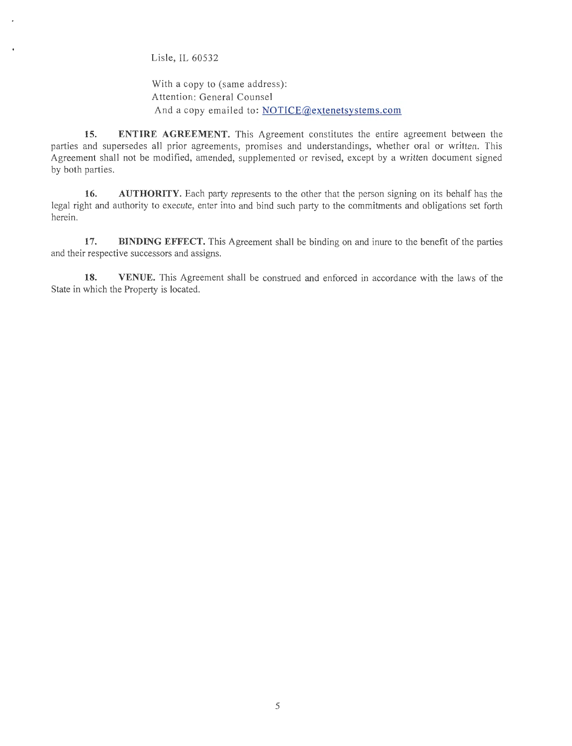Lisle, IL 60532

With a copy to (same address):
Attention: General Counsel
And a copy emailed to: NOTICE@extenetsystems.com

**15. ENTIRE AGREEMENT.** This Agreement constitutes the entire agreement between the parties and supersedes all prior agreements, promises and understandings, whether oral or written. This Agreement shall not be modified, amended, supplemented or revised, except by a written document signed by both parties.

**16. AUTHORITY.** Each party represents to the other that the person signing on its behalf has the legal right and authority to execute, enter into and bind such party to the commitments and obligations set forth herein.

**17. BINDING EFFECT.** This Agreement shall be binding on and inure to the benefit of the parties and their respective successors and assigns.

**18. VENUE.** This Agreement shall be construed and enforced in accordance with the laws of the State in which the Property is located.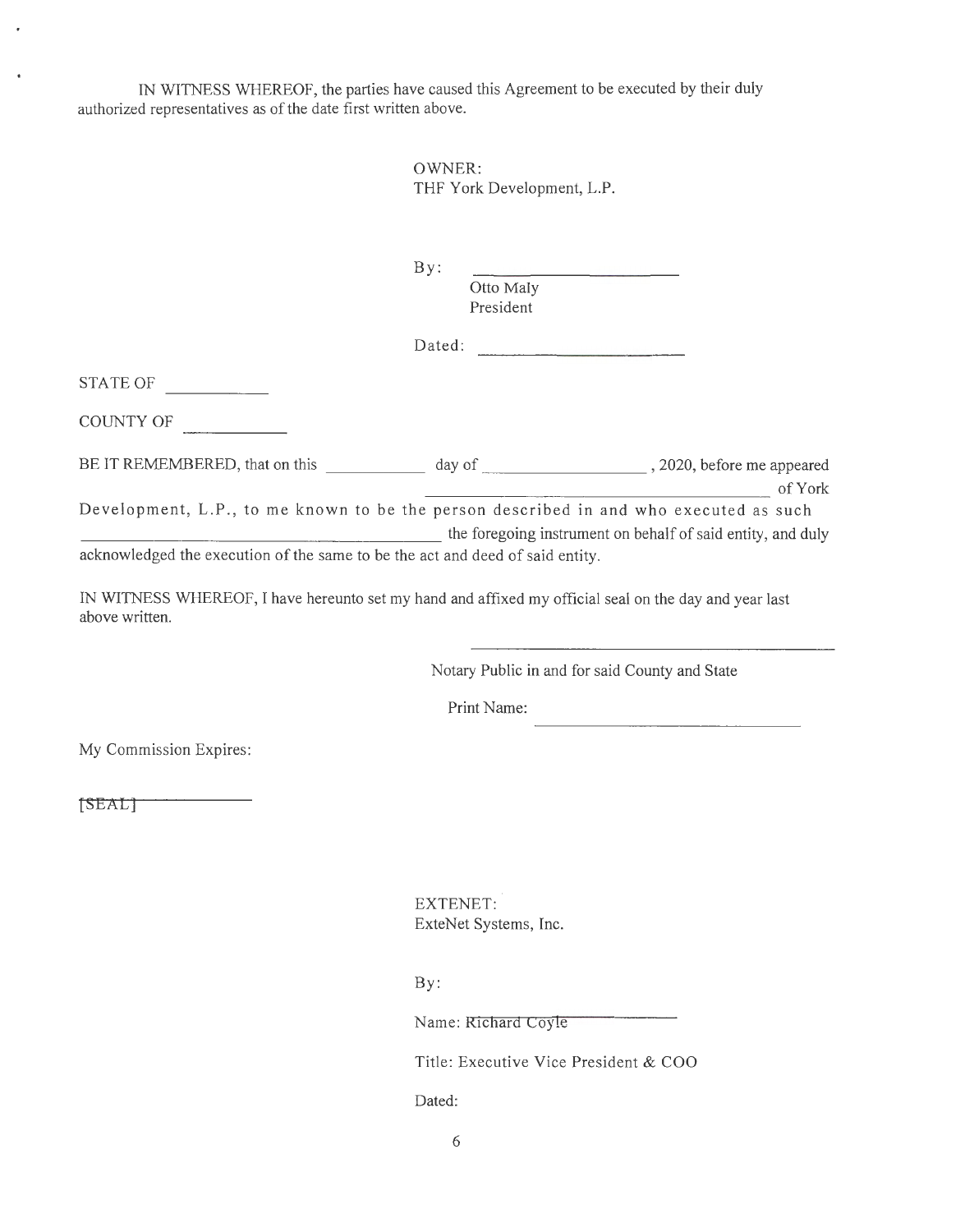IN WITNESS WHEREOF, the parties have caused this Agreement to be executed by their duly authorized representatives as of the date first written above.

OWNER:
THF York Development, L.P.

By: ______________________
Otto Maly
President

Dated: ______________________

STATE OF __________

COUNTY OF __________

BE IT REMEMBERED, that on this __________ day of ________________, 2020, before me appeared ________________________________________ of York Development, L.P., to me known to be the person described in and who executed as such ________________________________________ the foregoing instrument on behalf of said entity, and duly acknowledged the execution of the same to be the act and deed of said entity.

IN WITNESS WHEREOF, I have hereunto set my hand and affixed my official seal on the day and year last above written.

________________________________________
Notary Public in and for said County and State

Print Name: ______________________________

My Commission Expires:

[SEAL] ______________

EXTENET:
ExteNet Systems, Inc.

By:

Name: Richard Coyle

Title: Executive Vice President & COO

Dated: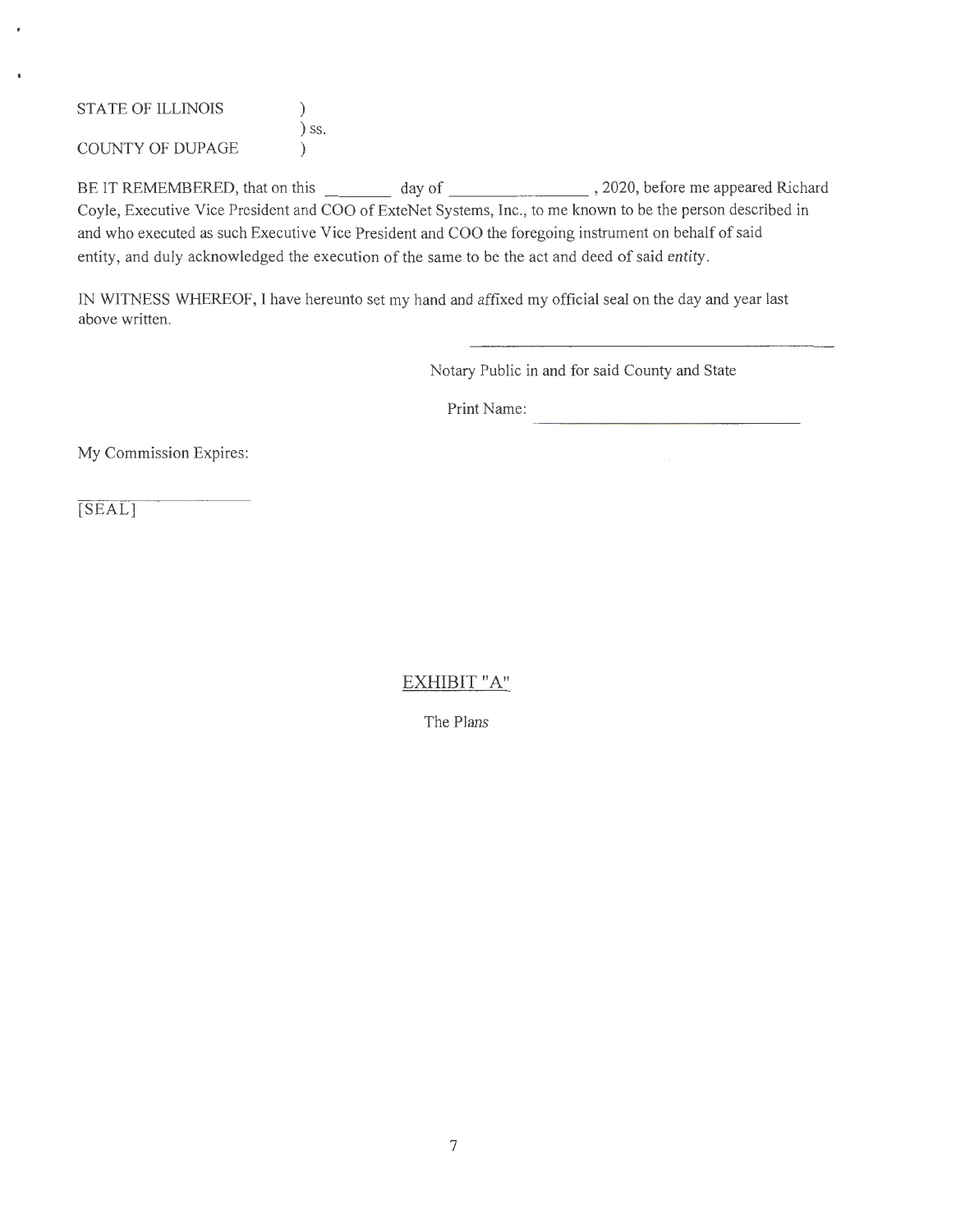STATE OF ILLINOIS )
) ss.
COUNTY OF DUPAGE )

BE IT REMEMBERED, that on this ________ day of ________________ , 2020, before me appeared Richard Coyle, Executive Vice President and COO of ExteNet Systems, Inc., to me known to be the person described in and who executed as such Executive Vice President and COO the foregoing instrument on behalf of said entity, and duly acknowledged the execution of the same to be the act and deed of said entity.

IN WITNESS WHEREOF, I have hereunto set my hand and affixed my official seal on the day and year last above written.

________________________________________
Notary Public in and for said County and State

Print Name: ____________________________

My Commission Expires:

____________________
[SEAL]

## EXHIBIT "A"

The Plans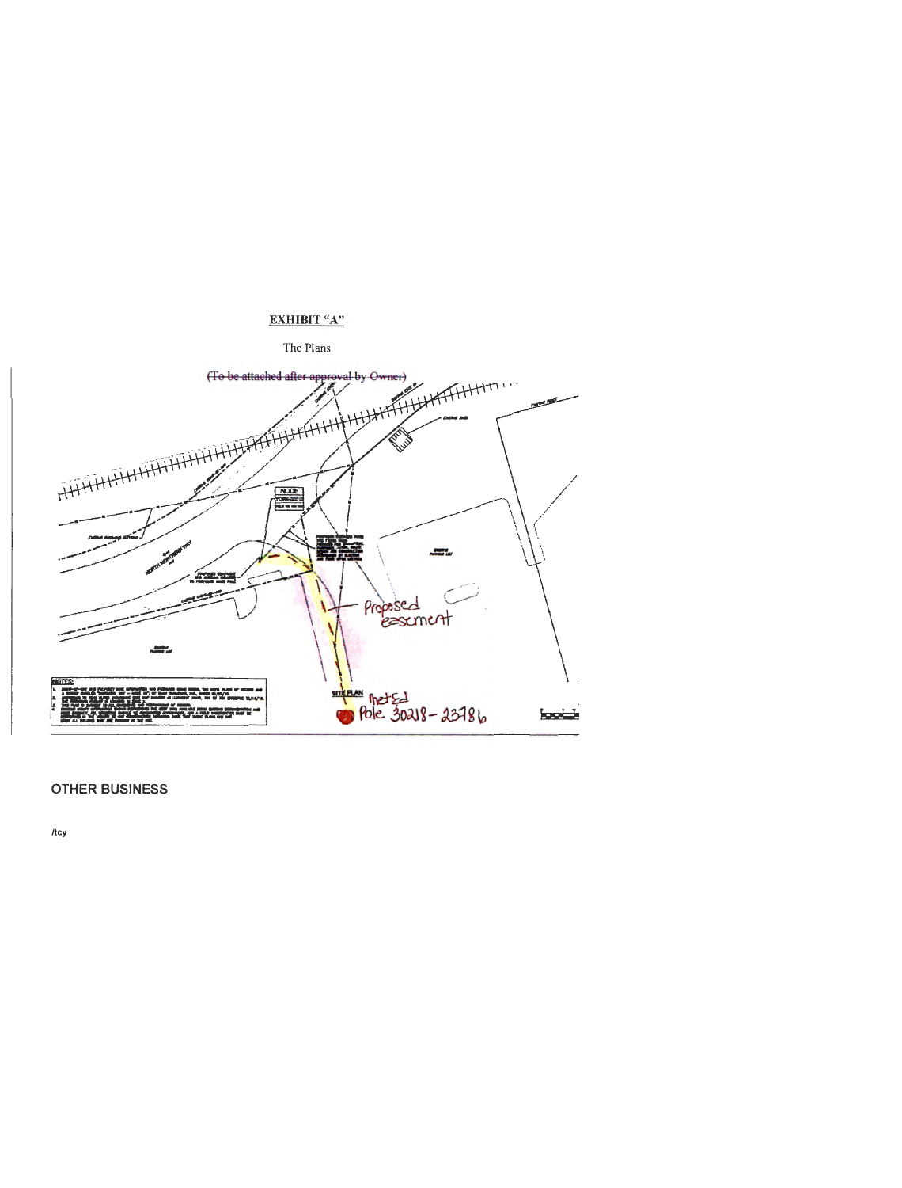**EXHIBIT "A"**

The Plans

~~(To be attached after approval by Owner)~~

NODE

NORTH NORTHERN WAY

SITE PLAN

NOTES:

Proposed easement

Met-Ed Pole 30218-23786

## OTHER BUSINESS

/tcy